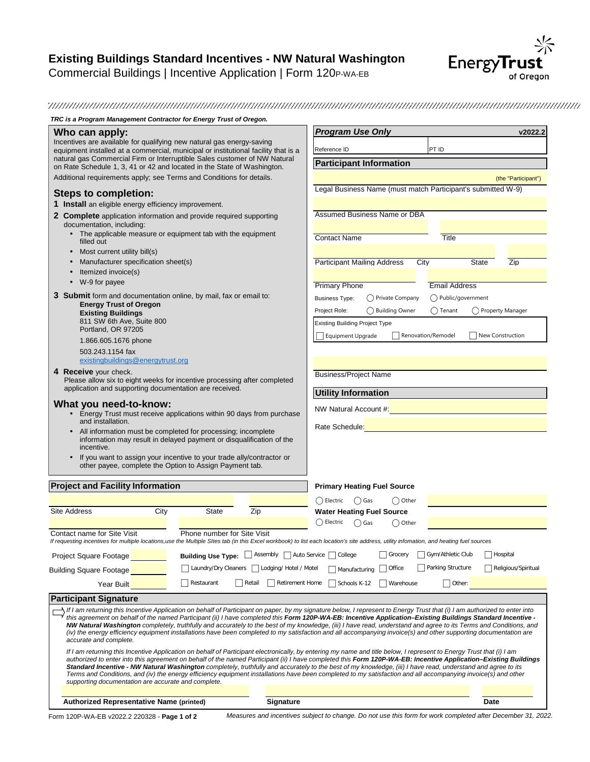# Existing Buildings Standard Incentives - NW Natural Washington

Commercial Buildings | Incentive Application | Form 120P-WA-EB

*TRC is a Program Management Contractor for Energy Trust of Oregon.*

## Who can apply:

Incentives are available for qualifying new natural gas energy-saving equipment installed at a commercial, municipal or institutional facility that is a natural gas Commercial Firm or Interruptible Sales customer of NW Natural on Rate Schedule 1, 3, 41 or 42 and located in the State of Washington.

Additional requirements apply; see Terms and Conditions for details.

## Steps to completion:

**1 Install** an eligible energy efficiency improvement.

**2 Complete** application information and provide required supporting documentation, including:

- The applicable measure or equipment tab with the equipment filled out
- Most current utility bill(s)
- Manufacturer specification sheet(s)
- Itemized invoice(s)
- W-9 for payee

**3 Submit** form and documentation online, by mail, fax or email to:

**Energy Trust of Oregon**
**Existing Buildings**
811 SW 6th Ave, Suite 800
Portland, OR 97205

1.866.605.1676 phone

503.243.1154 fax

existingbuildings@energytrust.org

**4 Receive** your check.
Please allow six to eight weeks for incentive processing after completed application and supporting documentation are received.

## What you need-to-know:

- Energy Trust must receive applications within 90 days from purchase and installation.
- All information must be completed for processing; incomplete information may result in delayed payment or disqualification of the incentive.
- If you want to assign your incentive to your trade ally/contractor or other payee, complete the Option to Assign Payment tab.

## *Program Use Only* — v2022.2

Reference ID ______ PT ID ______

## Participant Information

(the "Participant")

Legal Business Name (must match Participant's submitted W-9)

Assumed Business Name or DBA

Contact Name ______ Title ______

Participant Mailing Address ______ City ______ State ______ Zip ______

Primary Phone ______ Email Address ______

Business Type: ◯ Private Company ◯ Public/government

Project Role: ◯ Building Owner ◯ Tenant ◯ Property Manager

Existing Building Project Type

☐ Equipment Upgrade ☐ Renovation/Remodel ☐ New Construction

Business/Project Name

## Utility Information

NW Natural Account #: ______

Rate Schedule: ______

## Project and Facility Information

Site Address ______ City ______ State ______ Zip ______

Contact name for Site Visit ______ Phone number for Site Visit ______

**Primary Heating Fuel Source**

◯ Electric ◯ Gas ◯ Other ______

**Water Heating Fuel Source**

◯ Electric ◯ Gas ◯ Other ______

*If requesting incentives for multiple locations,use the Multiple SItes tab (in this Excel workbook) to list each location's site address, utility infomation, and heating fuel sources*

Project Square Footage ______

Building Square Footage ______

Year Built ______

**Building Use Type:** ☐ Assembly ☐ Auto Service ☐ College ☐ Grocery ☐ Gym/Athletic Club ☐ Hospital ☐ Laundry/Dry Cleaners ☐ Lodging/ Hotel / Motel ☐ Manufacturing ☐ Office ☐ Parking Structure ☐ Religious/Spiritual ☐ Restaurant ☐ Retail ☐ Retirement Home ☐ Schools K-12 ☐ Warehouse ☐ Other: ______

## Participant Signature

*If I am returning this Incentive Application on behalf of Participant on paper, by my signature below, I represent to Energy Trust that (i) I am authorized to enter into this agreement on behalf of the named Participant (ii) I have completed this **Form 120P-WA-EB: Incentive Application–Existing Buildings Standard Incentive - NW Natural Washington** completely, truthfully and accurately to the best of my knowledge, (iii) I have read, understand and agree to its Terms and Conditions, and (iv) the energy efficiency equipment installations have been completed to my satisfaction and all accompanying invoice(s) and other supporting documentation are accurate and complete.*

*If I am returning this Incentive Application on behalf of Participant electronically, by entering my name and title below, I represent to Energy Trust that (i) I am authorized to enter into this agreement on behalf of the named Participant (ii) I have completed this **Form 120P-WA-EB: Incentive Application–Existing Buildings Standard Incentive - NW Natural Washington** completely, truthfully and accurately to the best of my knowledge, (iii) I have read, understand and agree to its Terms and Conditions, and (iv) the energy efficiency equipment installations have been completed to my satisfaction and all accompanying invoice(s) and other supporting documentation are accurate and complete.*

**Authorized Representative Name (printed)** ______ **Signature** ______ **Date** ______

Form 120P-WA-EB v2022.2 220328 - **Page 1 of 2**

*Measures and incentives subject to change. Do not use this form for work completed after December 31, 2022.*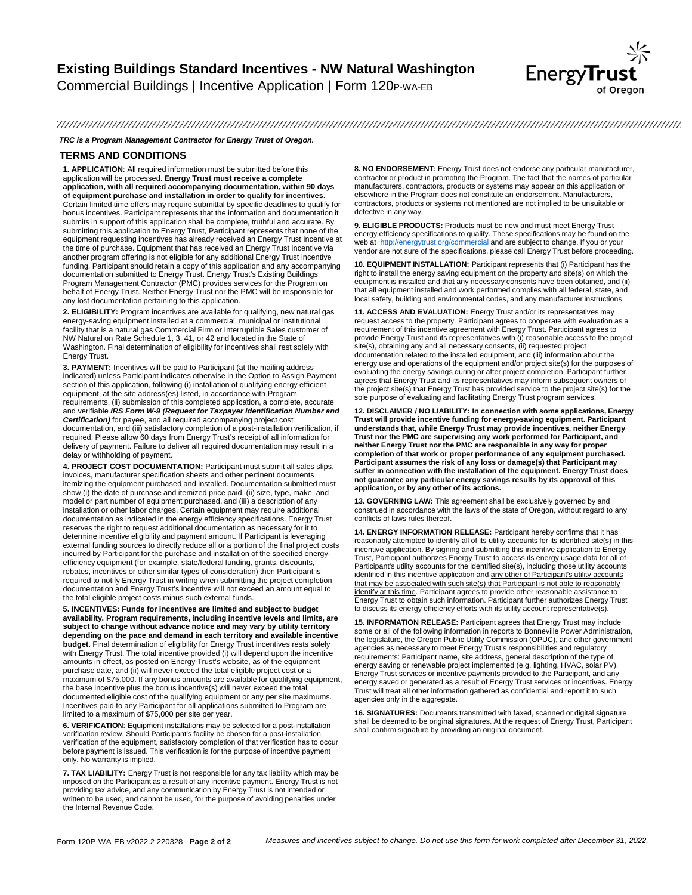# Existing Buildings Standard Incentives - NW Natural Washington

Commercial Buildings | Incentive Application | Form 120P-WA-EB

***TRC is a Program Management Contractor for Energy Trust of Oregon.***

## TERMS AND CONDITIONS

**1. APPLICATION**: All required information must be submitted before this application will be processed. **Energy Trust must receive a complete application, with all required accompanying documentation, within 90 days of equipment purchase and installation in order to qualify for incentives.** Certain limited time offers may require submittal by specific deadlines to qualify for bonus incentives. Participant represents that the information and documentation it submits in support of this application shall be complete, truthful and accurate. By submitting this application to Energy Trust, Participant represents that none of the equipment requesting incentives has already received an Energy Trust incentive at the time of purchase. Equipment that has received an Energy Trust incentive via another program offering is not eligible for any additional Energy Trust incentive funding. Participant should retain a copy of this application and any accompanying documentation submitted to Energy Trust. Energy Trust's Existing Buildings Program Management Contractor (PMC) provides services for the Program on behalf of Energy Trust. Neither Energy Trust nor the PMC will be responsible for any lost documentation pertaining to this application.

**2. ELIGIBILITY:** Program incentives are available for qualifying, new natural gas energy-saving equipment installed at a commercial, municipal or institutional facility that is a natural gas Commercial Firm or Interruptible Sales customer of NW Natural on Rate Schedule 1, 3, 41, or 42 and located in the State of Washington. Final determination of eligibility for incentives shall rest solely with Energy Trust.

**3. PAYMENT:** Incentives will be paid to Participant (at the mailing address indicated) unless Participant indicates otherwise in the Option to Assign Payment section of this application, following (i) installation of qualifying energy efficient equipment, at the site address(es) listed, in accordance with Program requirements, (ii) submission of this completed application, a complete, accurate and verifiable ***IRS Form W-9 (Request for Taxpayer Identification Number and Certification)*** for payee, and all required accompanying project cost documentation, and (iii) satisfactory completion of a post-installation verification, if required. Please allow 60 days from Energy Trust's receipt of all information for delivery of payment. Failure to deliver all required documentation may result in a delay or withholding of payment.

**4. PROJECT COST DOCUMENTATION:** Participant must submit all sales slips, invoices, manufacturer specification sheets and other pertinent documents itemizing the equipment purchased and installed. Documentation submitted must show (i) the date of purchase and itemized price paid, (ii) size, type, make, and model or part number of equipment purchased, and (iii) a description of any installation or other labor charges. Certain equipment may require additional documentation as indicated in the energy efficiency specifications. Energy Trust reserves the right to request additional documentation as necessary for it to determine incentive eligibility and payment amount. If Participant is leveraging external funding sources to directly reduce all or a portion of the final project costs incurred by Participant for the purchase and installation of the specified energy-efficiency equipment (for example, state/federal funding, grants, discounts, rebates, incentives or other similar types of consideration) then Participant is required to notify Energy Trust in writing when submitting the project completion documentation and Energy Trust's incentive will not exceed an amount equal to the total eligible project costs minus such external funds.

**5. INCENTIVES: Funds for incentives are limited and subject to budget availability. Program requirements, including incentive levels and limits, are subject to change without advance notice and may vary by utility territory depending on the pace and demand in each territory and available incentive budget.** Final determination of eligibility for Energy Trust incentives rests solely with Energy Trust. The total incentive provided (i) will depend upon the incentive amounts in effect, as posted on Energy Trust's website, as of the equipment purchase date, and (ii) will never exceed the total eligible project cost or a maximum of $75,000. If any bonus amounts are available for qualifying equipment, the base incentive plus the bonus incentive(s) will never exceed the total documented eligible cost of the qualifying equipment or any per site maximums. Incentives paid to any Participant for all applications submitted to Program are limited to a maximum of $75,000 per site per year.

**6. VERIFICATION**: Equipment installations may be selected for a post-installation verification review. Should Participant's facility be chosen for a post-installation verification of the equipment, satisfactory completion of that verification has to occur before payment is issued. This verification is for the purpose of incentive payment only. No warranty is implied.

**7. TAX LIABILITY:** Energy Trust is not responsible for any tax liability which may be imposed on the Participant as a result of any incentive payment. Energy Trust is not providing tax advice, and any communication by Energy Trust is not intended or written to be used, and cannot be used, for the purpose of avoiding penalties under the Internal Revenue Code.

**8. NO ENDORSEMENT:** Energy Trust does not endorse any particular manufacturer, contractor or product in promoting the Program. The fact that the names of particular manufacturers, contractors, products or systems may appear on this application or elsewhere in the Program does not constitute an endorsement. Manufacturers, contractors, products or systems not mentioned are not implied to be unsuitable or defective in any way.

**9. ELIGIBLE PRODUCTS:** Products must be new and must meet Energy Trust energy efficiency specifications to qualify. These specifications may be found on the web at http://energytrust.org/commercial and are subject to change. If you or your vendor are not sure of the specifications, please call Energy Trust before proceeding.

**10. EQUIPMENT INSTALLATION:** Participant represents that (i) Participant has the right to install the energy saving equipment on the property and site(s) on which the equipment is installed and that any necessary consents have been obtained, and (ii) that all equipment installed and work performed complies with all federal, state, and local safety, building and environmental codes, and any manufacturer instructions.

**11. ACCESS AND EVALUATION:** Energy Trust and/or its representatives may request access to the property. Participant agrees to cooperate with evaluation as a requirement of this incentive agreement with Energy Trust. Participant agrees to provide Energy Trust and its representatives with (i) reasonable access to the project site(s), obtaining any and all necessary consents, (ii) requested project documentation related to the installed equipment, and (iii) information about the energy use and operations of the equipment and/or project site(s) for the purposes of evaluating the energy savings during or after project completion. Participant further agrees that Energy Trust and its representatives may inform subsequent owners of the project site(s) that Energy Trust has provided service to the project site(s) for the sole purpose of evaluating and facilitating Energy Trust program services.

**12. DISCLAIMER / NO LIABILITY: In connection with some applications, Energy Trust will provide incentive funding for energy-saving equipment. Participant understands that, while Energy Trust may provide incentives, neither Energy Trust nor the PMC are supervising any work performed for Participant, and neither Energy Trust nor the PMC are responsible in any way for proper completion of that work or proper performance of any equipment purchased. Participant assumes the risk of any loss or damage(s) that Participant may suffer in connection with the installation of the equipment. Energy Trust does not guarantee any particular energy savings results by its approval of this application, or by any other of its actions.**

**13. GOVERNING LAW:** This agreement shall be exclusively governed by and construed in accordance with the laws of the state of Oregon, without regard to any conflicts of laws rules thereof.

**14. ENERGY INFORMATION RELEASE:** Participant hereby confirms that it has reasonably attempted to identify all of its utility accounts for its identified site(s) in this incentive application. By signing and submitting this incentive application to Energy Trust, Participant authorizes Energy Trust to access its energy usage data for all of Participant's utility accounts for the identified site(s), including those utility accounts identified in this incentive application and any other of Participant's utility accounts that may be associated with such site(s) that Participant is not able to reasonably identify at this time. Participant agrees to provide other reasonable assistance to Energy Trust to obtain such information. Participant further authorizes Energy Trust to discuss its energy efficiency efforts with its utility account representative(s).

**15. INFORMATION RELEASE:** Participant agrees that Energy Trust may include some or all of the following information in reports to Bonneville Power Administration, the legislature, the Oregon Public Utility Commission (OPUC), and other government agencies as necessary to meet Energy Trust's responsibilities and regulatory requirements: Participant name, site address, general description of the type of energy saving or renewable project implemented (e.g. lighting, HVAC, solar PV), Energy Trust services or incentive payments provided to the Participant, and any energy saved or generated as a result of Energy Trust services or incentives. Energy Trust will treat all other information gathered as confidential and report it to such agencies only in the aggregate.

**16. SIGNATURES:** Documents transmitted with faxed, scanned or digital signature shall be deemed to be original signatures. At the request of Energy Trust, Participant shall confirm signature by providing an original document.

Form 120P-WA-EB v2022.2 220328

*Measures and incentives subject to change. Do not use this form for work completed after December 31, 2022.*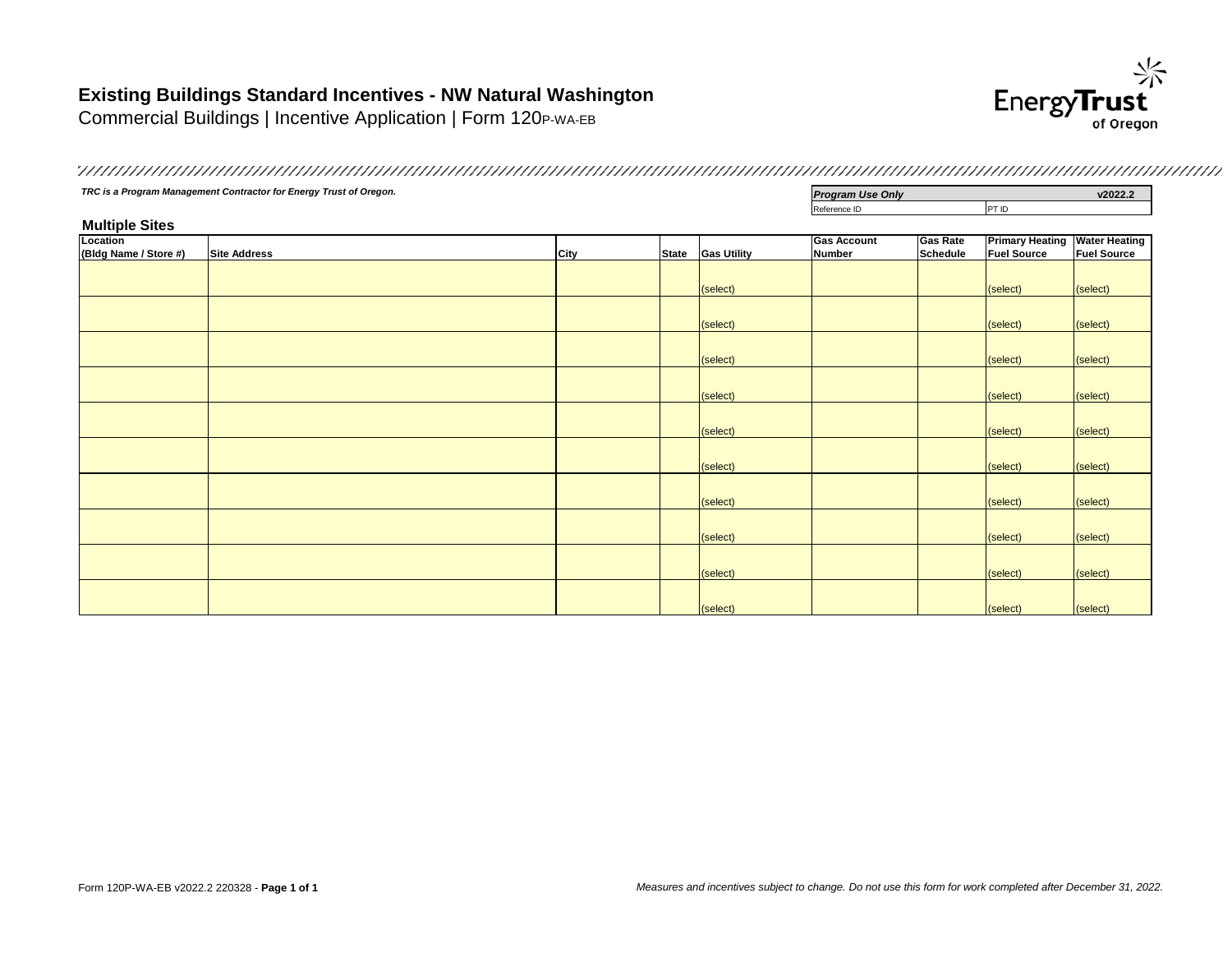# Existing Buildings Standard Incentives - NW Natural Washington

Commercial Buildings | Incentive Application | Form 120P-WA-EB

*TRC is a Program Management Contractor for Energy Trust of Oregon.*

| ***Program Use Only*** | **v2022.2** |
|---|---|
| Reference ID | PT ID |

## Multiple Sites

| Location (Bldg Name / Store #) | Site Address | City | State | Gas Utility | Gas Account Number | Gas Rate Schedule | Primary Heating Fuel Source | Water Heating Fuel Source |
|---|---|---|---|---|---|---|---|---|
| | | | | (select) | | | (select) | (select) |
| | | | | (select) | | | (select) | (select) |
| | | | | (select) | | | (select) | (select) |
| | | | | (select) | | | (select) | (select) |
| | | | | (select) | | | (select) | (select) |
| | | | | (select) | | | (select) | (select) |
| | | | | (select) | | | (select) | (select) |
| | | | | (select) | | | (select) | (select) |
| | | | | (select) | | | (select) | (select) |
| | | | | (select) | | | (select) | (select) |

Form 120P-WA-EB v2022.2 220328

*Measures and incentives subject to change. Do not use this form for work completed after December 31, 2022.*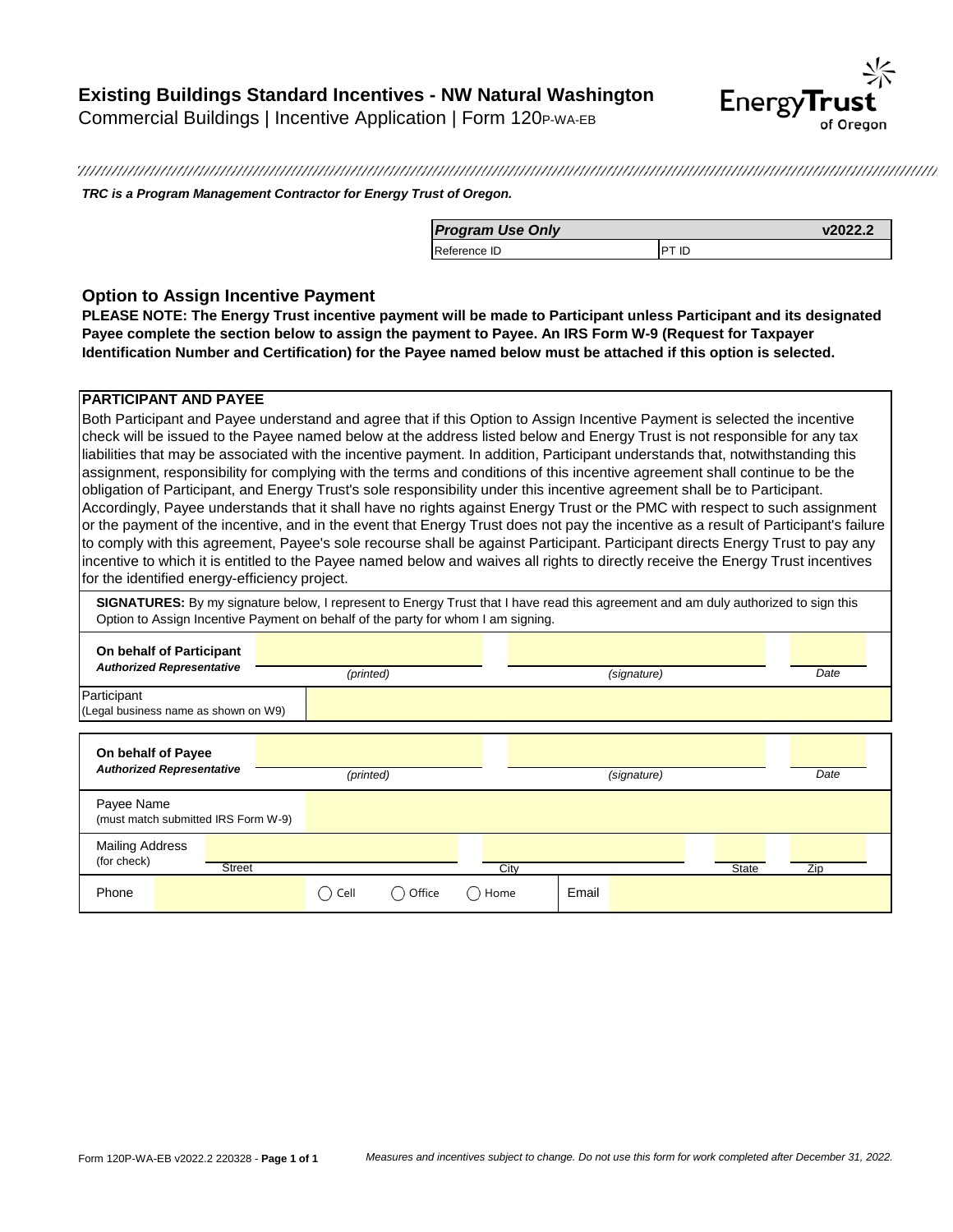# Existing Buildings Standard Incentives - NW Natural Washington

Commercial Buildings | Incentive Application | Form 120P-WA-EB

***TRC is a Program Management Contractor for Energy Trust of Oregon.***

| *Program Use Only* | | v2022.2 |
|---|---|---|
| Reference ID | PT ID | |

## Option to Assign Incentive Payment

**PLEASE NOTE: The Energy Trust incentive payment will be made to Participant unless Participant and its designated Payee complete the section below to assign the payment to Payee. An IRS Form W-9 (Request for Taxpayer Identification Number and Certification) for the Payee named below must be attached if this option is selected.**

### PARTICIPANT AND PAYEE

Both Participant and Payee understand and agree that if this Option to Assign Incentive Payment is selected the incentive check will be issued to the Payee named below at the address listed below and Energy Trust is not responsible for any tax liabilities that may be associated with the incentive payment. In addition, Participant understands that, notwithstanding this assignment, responsibility for complying with the terms and conditions of this incentive agreement shall continue to be the obligation of Participant, and Energy Trust's sole responsibility under this incentive agreement shall be to Participant. Accordingly, Payee understands that it shall have no rights against Energy Trust or the PMC with respect to such assignment or the payment of the incentive, and in the event that Energy Trust does not pay the incentive as a result of Participant's failure to comply with this agreement, Payee's sole recourse shall be against Participant. Participant directs Energy Trust to pay any incentive to which it is entitled to the Payee named below and waives all rights to directly receive the Energy Trust incentives for the identified energy-efficiency project.

**SIGNATURES:** By my signature below, I represent to Energy Trust that I have read this agreement and am duly authorized to sign this Option to Assign Incentive Payment on behalf of the party for whom I am signing.

| **On behalf of Participant** ***Authorized Representative*** | *(printed)* | *(signature)* | *Date* |
|---|---|---|---|
| Participant (Legal business name as shown on W9) | | | |

| **On behalf of Payee** ***Authorized Representative*** | *(printed)* | *(signature)* | *Date* |
|---|---|---|---|
| Payee Name (must match submitted IRS Form W-9) | | | |

| Mailing Address (for check) | Street | City | State | Zip |
|---|---|---|---|---|
| Phone | | ◯ Cell ◯ Office ◯ Home | Email | |

Form 120P-WA-EB v2022.2 220328

*Measures and incentives subject to change. Do not use this form for work completed after December 31, 2022.*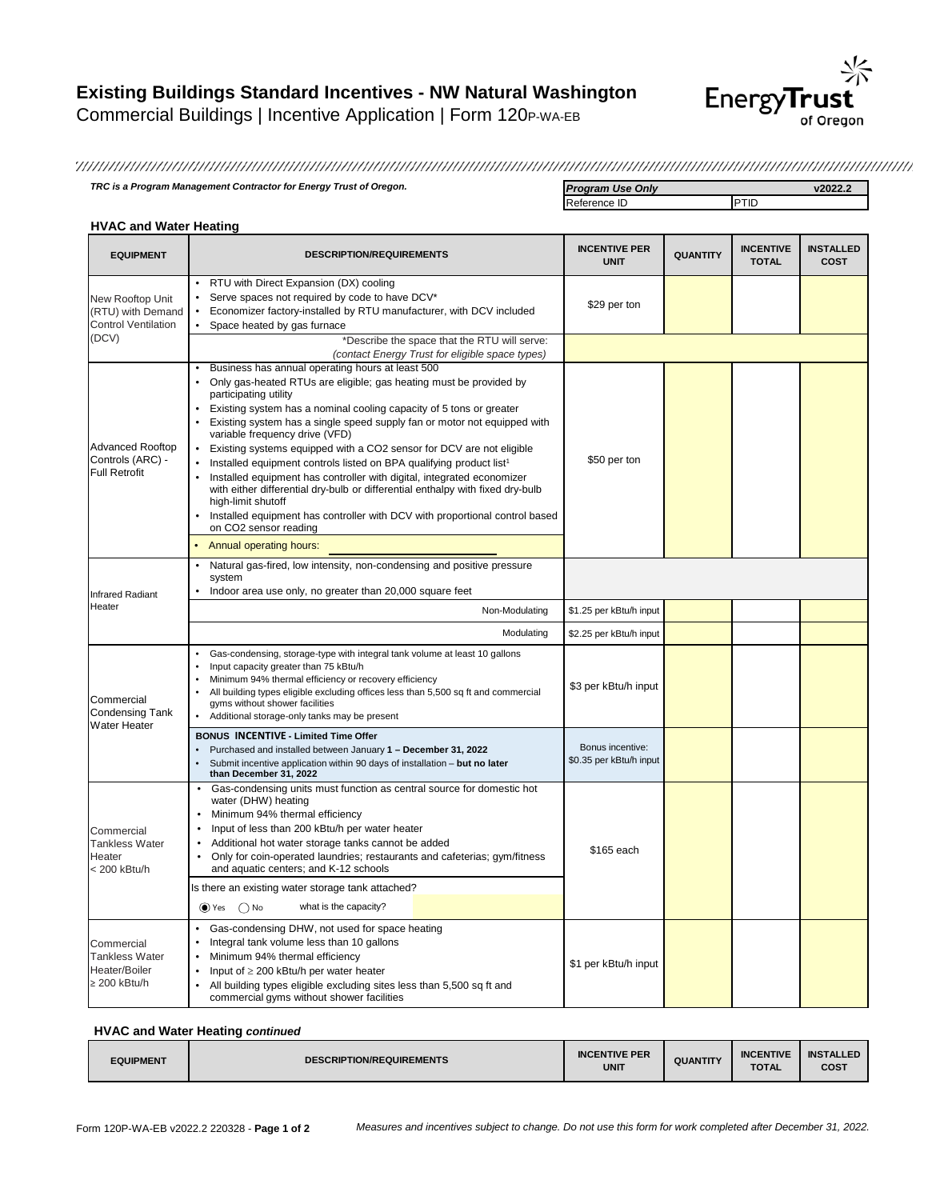# Existing Buildings Standard Incentives - NW Natural Washington

Commercial Buildings | Incentive Application | Form 120P-WA-EB

*TRC is a Program Management Contractor for Energy Trust of Oregon.*

| *Program Use Only* | **v2022.2** |
|---|---|
| Reference ID | PTID |

## HVAC and Water Heating

| EQUIPMENT | DESCRIPTION/REQUIREMENTS | INCENTIVE PER UNIT | QUANTITY | INCENTIVE TOTAL | INSTALLED COST |
|---|---|---|---|---|---|
| New Rooftop Unit (RTU) with Demand Control Ventilation (DCV) | • RTU with Direct Expansion (DX) cooling<br>• Serve spaces not required by code to have DCV*<br>• Economizer factory-installed by RTU manufacturer, with DCV included<br>• Space heated by gas furnace | $29 per ton | | | |
| | *Describe the space that the RTU will serve: *(contact Energy Trust for eligible space types)* | | | | |
| Advanced Rooftop Controls (ARC) - Full Retrofit | • Business has annual operating hours at least 500<br>• Only gas-heated RTUs are eligible; gas heating must be provided by participating utility<br>• Existing system has a nominal cooling capacity of 5 tons or greater<br>• Existing system has a single speed supply fan or motor not equipped with variable frequency drive (VFD)<br>• Existing systems equipped with a $CO_2$ sensor for DCV are not eligible<br>• Installed equipment controls listed on BPA qualifying product list[1]<br>• Installed equipment has controller with digital, integrated economizer with either differential dry-bulb or differential enthalpy with fixed dry-bulb high-limit shutoff<br>• Installed equipment has controller with DCV with proportional control based on $CO_2$ sensor reading<br>• Annual operating hours: | $50 per ton | | | |
| Infrared Radiant Heater | • Natural gas-fired, low intensity, non-condensing and positive pressure system<br>• Indoor area use only, no greater than 20,000 square feet | | | | |
| | Non-Modulating | $1.25 per kBtu/h input | | | |
| | Modulating | $2.25 per kBtu/h input | | | |
| Commercial Condensing Tank Water Heater | • Gas-condensing, storage-type with integral tank volume at least 10 gallons<br>• Input capacity greater than 75 kBtu/h<br>• Minimum 94% thermal efficiency or recovery efficiency<br>• All building types eligible excluding offices less than 5,500 sq ft and commercial gyms without shower facilities<br>• Additional storage-only tanks may be present | $3 per kBtu/h input | | | |
| | **BONUS INCENTIVE - Limited Time Offer**<br>• Purchased and installed between January **1 – December 31, 2022**<br>• Submit incentive application within 90 days of installation – **but no later than December 31, 2022** | Bonus incentive: $0.35 per kBtu/h input | | | |
| Commercial Tankless Water Heater < 200 kBtu/h | • Gas-condensing units must function as central source for domestic hot water (DHW) heating<br>• Minimum 94% thermal efficiency<br>• Input of less than 200 kBtu/h per water heater<br>• Additional hot water storage tanks cannot be added<br>• Only for coin-operated laundries; restaurants and cafeterias; gym/fitness and aquatic centers; and K-12 schools<br>Is there an existing water storage tank attached?<br>(●) Yes ( ) No what is the capacity? | $165 each | | | |
| Commercial Tankless Water Heater/Boiler ≥ 200 kBtu/h | • Gas-condensing DHW, not used for space heating<br>• Integral tank volume less than 10 gallons<br>• Minimum 94% thermal efficiency<br>• Input of ≥ 200 kBtu/h per water heater<br>• All building types eligible excluding sites less than 5,500 sq ft and commercial gyms without shower facilities | $1 per kBtu/h input | | | |

## HVAC and Water Heating *continued*

| EQUIPMENT | DESCRIPTION/REQUIREMENTS | INCENTIVE PER UNIT | QUANTITY | INCENTIVE TOTAL | INSTALLED COST |
|---|---|---|---|---|---|

Form 120P-WA-EB v2022.2 220328 - **Page 1 of 2**

*Measures and incentives subject to change. Do not use this form for work completed after December 31, 2022.*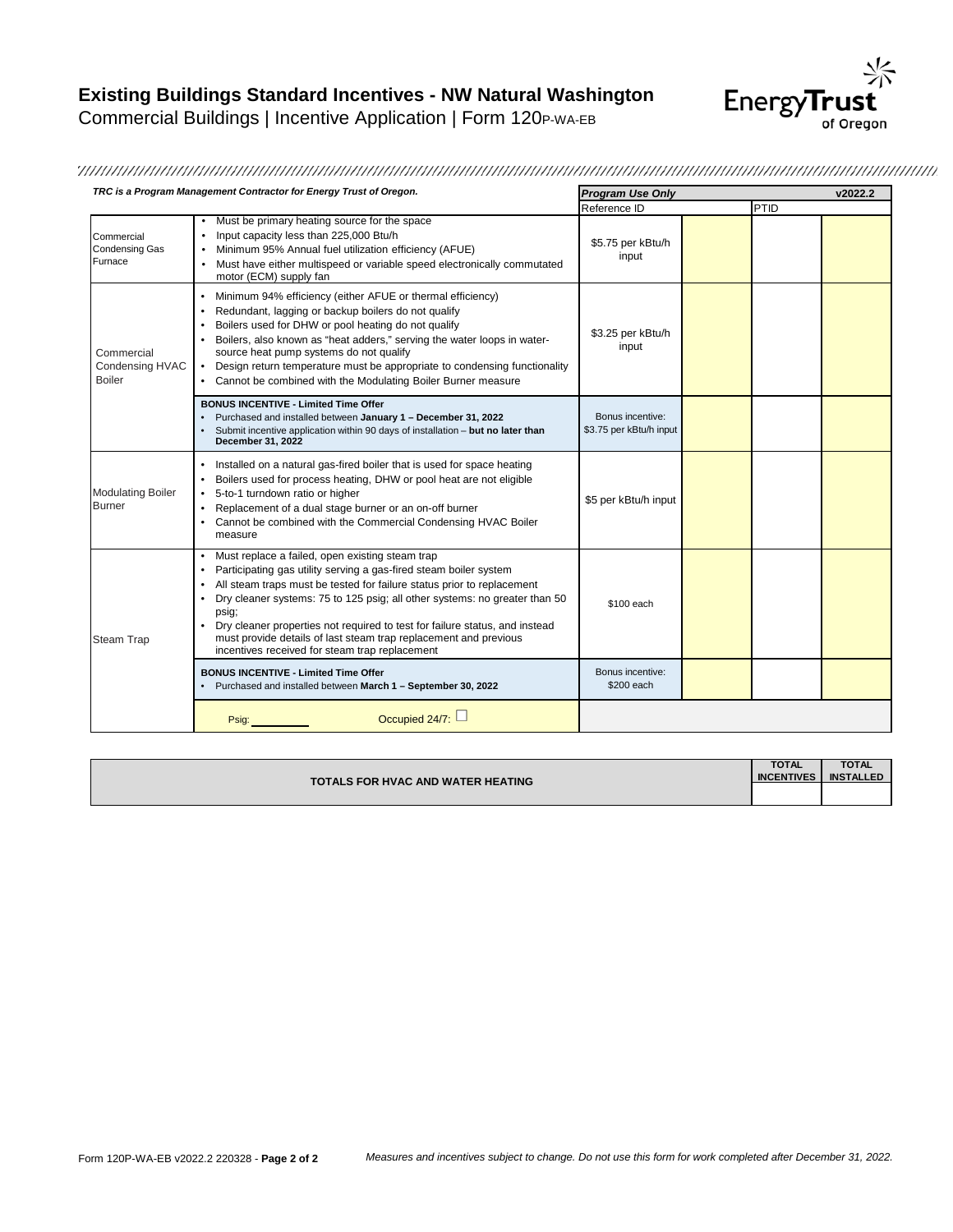# Existing Buildings Standard Incentives - NW Natural Washington

Commercial Buildings | Incentive Application | Form 120P-WA-EB

*TRC is a Program Management Contractor for Energy Trust of Oregon.*

| Measure | Requirements | Incentive | *Program Use Only* | | v2022.2 |
|---|---|---|---|---|---|
| | | | Reference ID | PTID | |
| Commercial Condensing Gas Furnace | • Must be primary heating source for the space<br>• Input capacity less than 225,000 Btu/h<br>• Minimum 95% Annual fuel utilization efficiency (AFUE)<br>• Must have either multispeed or variable speed electronically commutated motor (ECM) supply fan | $5.75 per kBtu/h input | | | |
| Commercial Condensing HVAC Boiler | • Minimum 94% efficiency (either AFUE or thermal efficiency)<br>• Redundant, lagging or backup boilers do not qualify<br>• Boilers used for DHW or pool heating do not qualify<br>• Boilers, also known as "heat adders," serving the water loops in water-source heat pump systems do not qualify<br>• Design return temperature must be appropriate to condensing functionality<br>• Cannot be combined with the Modulating Boiler Burner measure | $3.25 per kBtu/h input | | | |
| | **BONUS INCENTIVE - Limited Time Offer**<br>• Purchased and installed between **January 1 – December 31, 2022**<br>• Submit incentive application within 90 days of installation – **but no later than December 31, 2022** | Bonus incentive: $3.75 per kBtu/h input | | | |
| Modulating Boiler Burner | • Installed on a natural gas-fired boiler that is used for space heating<br>• Boilers used for process heating, DHW or pool heat are not eligible<br>• 5-to-1 turndown ratio or higher<br>• Replacement of a dual stage burner or an on-off burner<br>• Cannot be combined with the Commercial Condensing HVAC Boiler measure | $5 per kBtu/h input | | | |
| Steam Trap | • Must replace a failed, open existing steam trap<br>• Participating gas utility serving a gas-fired steam boiler system<br>• All steam traps must be tested for failure status prior to replacement<br>• Dry cleaner systems: 75 to 125 psig; all other systems: no greater than 50 psig;<br>• Dry cleaner properties not required to test for failure status, and instead must provide details of last steam trap replacement and previous incentives received for steam trap replacement | $100 each | | | |
| | **BONUS INCENTIVE - Limited Time Offer**<br>• Purchased and installed between **March 1 – September 30, 2022** | Bonus incentive: $200 each | | | |
| | Psig: ________ Occupied 24/7: ☐ | | | | |

| TOTALS FOR HVAC AND WATER HEATING | TOTAL INCENTIVES | TOTAL INSTALLED |
|---|---|---|
| | | |

Form 120P-WA-EB v2022.2 220328 - **Page 2 of 2**

*Measures and incentives subject to change. Do not use this form for work completed after December 31, 2022.*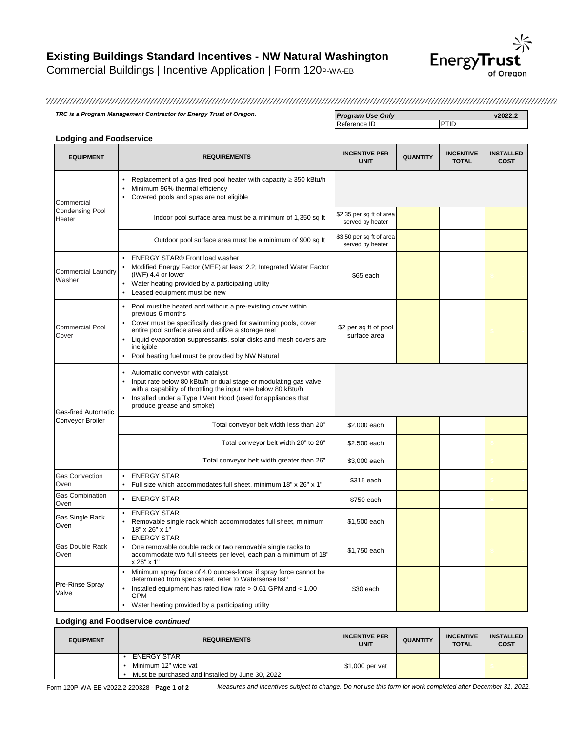# Existing Buildings Standard Incentives - NW Natural Washington

Commercial Buildings | Incentive Application | Form 120P-WA-EB

*TRC is a Program Management Contractor for Energy Trust of Oregon.*

| *Program Use Only* | v2022.2 |
|---|---|
| Reference ID | PTID |

### Lodging and Foodservice

| EQUIPMENT | REQUIREMENTS | INCENTIVE PER UNIT | QUANTITY | INCENTIVE TOTAL | INSTALLED COST |
|---|---|---|---|---|---|
| Commercial Condensing Pool Heater | • Replacement of a gas-fired pool heater with capacity ≥ 350 kBtu/h<br>• Minimum 96% thermal efficiency<br>• Covered pools and spas are not eligible | | | | |
| | Indoor pool surface area must be a minimum of 1,350 sq ft | $2.35 per sq ft of area served by heater | | | |
| | Outdoor pool surface area must be a minimum of 900 sq ft | $3.50 per sq ft of area served by heater | | | |
| Commercial Laundry Washer | • ENERGY STAR® Front load washer<br>• Modified Energy Factor (MEF) at least 2.2; Integrated Water Factor (IWF) 4.4 or lower<br>• Water heating provided by a participating utility<br>• Leased equipment must be new | $65 each | | | |
| Commercial Pool Cover | • Pool must be heated and without a pre-existing cover within previous 6 months<br>• Cover must be specifically designed for swimming pools, cover entire pool surface area and utilize a storage reel<br>• Liquid evaporation suppressants, solar disks and mesh covers are ineligible<br>• Pool heating fuel must be provided by NW Natural | $2 per sq ft of pool surface area | | | |
| Gas-fired Automatic Conveyor Broiler | • Automatic conveyor with catalyst<br>• Input rate below 80 kBtu/h or dual stage or modulating gas valve with a capability of throttling the input rate below 80 kBtu/h<br>• Installed under a Type I Vent Hood (used for appliances that produce grease and smoke) | | | | |
| | Total conveyor belt width less than 20" | $2,000 each | | | |
| | Total conveyor belt width 20" to 26" | $2,500 each | | | |
| | Total conveyor belt width greater than 26" | $3,000 each | | | |
| Gas Convection Oven | • ENERGY STAR<br>• Full size which accommodates full sheet, minimum 18" x 26" x 1" | $315 each | | | |
| Gas Combination Oven | • ENERGY STAR | $750 each | | | |
| Gas Single Rack Oven | • ENERGY STAR<br>• Removable single rack which accommodates full sheet, minimum 18" x 26" x 1" | $1,500 each | | | |
| Gas Double Rack Oven | • ENERGY STAR<br>• One removable double rack or two removable single racks to accommodate two full sheets per level, each pan a minimum of 18" x 26" x 1" | $1,750 each | | | |
| Pre-Rinse Spray Valve | • Minimum spray force of 4.0 ounces-force; if spray force cannot be determined from spec sheet, refer to Watersense list[1]<br>• Installed equipment has rated flow rate ≥ 0.61 GPM and ≤ 1.00 GPM<br>• Water heating provided by a participating utility | $30 each | | | |

### Lodging and Foodservice *continued*

| EQUIPMENT | REQUIREMENTS | INCENTIVE PER UNIT | QUANTITY | INCENTIVE TOTAL | INSTALLED COST |
|---|---|---|---|---|---|
| | • ENERGY STAR<br>• Minimum 12" wide vat<br>• Must be purchased and installed by June 30, 2022 | $1,000 per vat | | | |

Form 120P-WA-EB v2022.2 220328 - **Page 1 of 2** *Measures and incentives subject to change. Do not use this form for work completed after December 31, 2022.*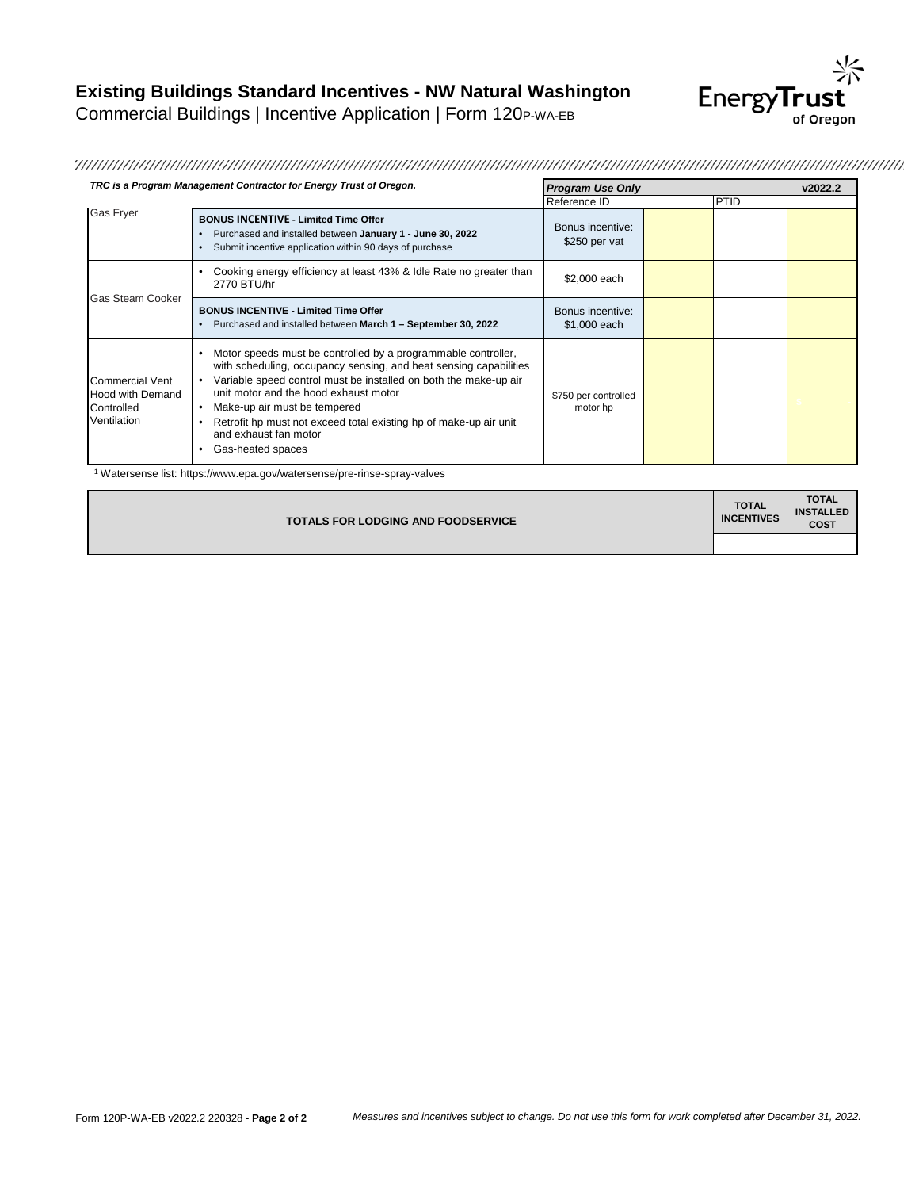# Existing Buildings Standard Incentives - NW Natural Washington

Commercial Buildings | Incentive Application | Form 120P-WA-EB

*TRC is a Program Management Contractor for Energy Trust of Oregon.*

| | | ***Program Use Only*** | | | **v2022.2** |
|---|---|---|---|---|---|
| | | Reference ID | | PTID | |
| Gas Fryer | **BONUS INCENTIVE - Limited Time Offer**<br>• Purchased and installed between **January 1 - June 30, 2022**<br>• Submit incentive application within 90 days of purchase | Bonus incentive: $250 per vat | | | |
| Gas Steam Cooker | • Cooking energy efficiency at least 43% & Idle Rate no greater than 2770 BTU/hr | $2,000 each | | | |
| | **BONUS INCENTIVE - Limited Time Offer**<br>• Purchased and installed between **March 1 – September 30, 2022** | Bonus incentive: $1,000 each | | | |
| Commercial Vent Hood with Demand Controlled Ventilation | • Motor speeds must be controlled by a programmable controller, with scheduling, occupancy sensing, and heat sensing capabilities<br>• Variable speed control must be installed on both the make-up air unit motor and the hood exhaust motor<br>• Make-up air must be tempered<br>• Retrofit hp must not exceed total existing hp of make-up air unit and exhaust fan motor<br>• Gas-heated spaces | $750 per controlled motor hp | | | |

[1] Watersense list: https://www.epa.gov/watersense/pre-rinse-spray-valves

| TOTALS FOR LODGING AND FOODSERVICE | TOTAL INCENTIVES | TOTAL INSTALLED COST |
|---|---|---|
| | | |

Form 120P-WA-EB v2022.2 220328

*Measures and incentives subject to change. Do not use this form for work completed after December 31, 2022.*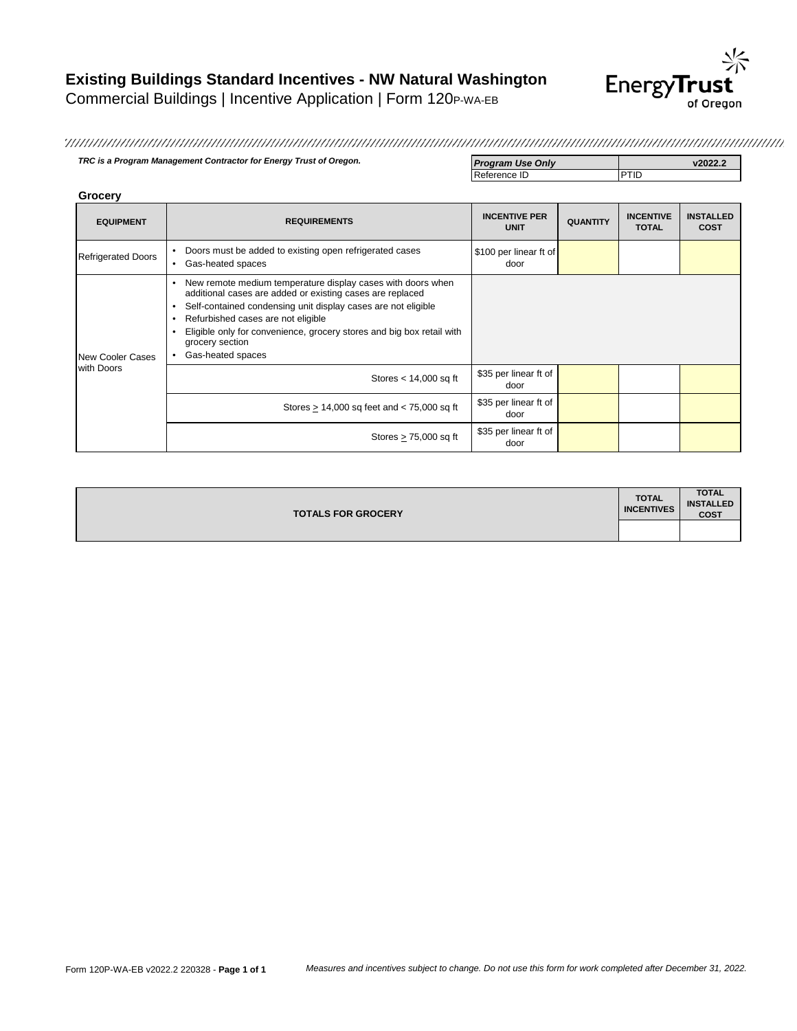# Existing Buildings Standard Incentives - NW Natural Washington

Commercial Buildings | Incentive Application | Form 120P-WA-EB

*TRC is a Program Management Contractor for Energy Trust of Oregon.*

| *Program Use Only* | v2022.2 |
|---|---|
| Reference ID | PTID |

**Grocery**

| EQUIPMENT | REQUIREMENTS | INCENTIVE PER UNIT | QUANTITY | INCENTIVE TOTAL | INSTALLED COST |
|---|---|---|---|---|---|
| Refrigerated Doors | • Doors must be added to existing open refrigerated cases<br>• Gas-heated spaces | $100 per linear ft of door | | | |
| New Cooler Cases with Doors | • New remote medium temperature display cases with doors when additional cases are added or existing cases are replaced<br>• Self-contained condensing unit display cases are not eligible<br>• Refurbished cases are not eligible<br>• Eligible only for convenience, grocery stores and big box retail with grocery section<br>• Gas-heated spaces | | | | |
| | Stores < 14,000 sq ft | $35 per linear ft of door | | | |
| | Stores ≥ 14,000 sq feet and < 75,000 sq ft | $35 per linear ft of door | | | |
| | Stores ≥ 75,000 sq ft | $35 per linear ft of door | | | |

| TOTALS FOR GROCERY | TOTAL INCENTIVES | TOTAL INSTALLED COST |
|---|---|---|
| | | |

Form 120P-WA-EB v2022.2 220328 - **Page 1 of 1**

*Measures and incentives subject to change. Do not use this form for work completed after December 31, 2022.*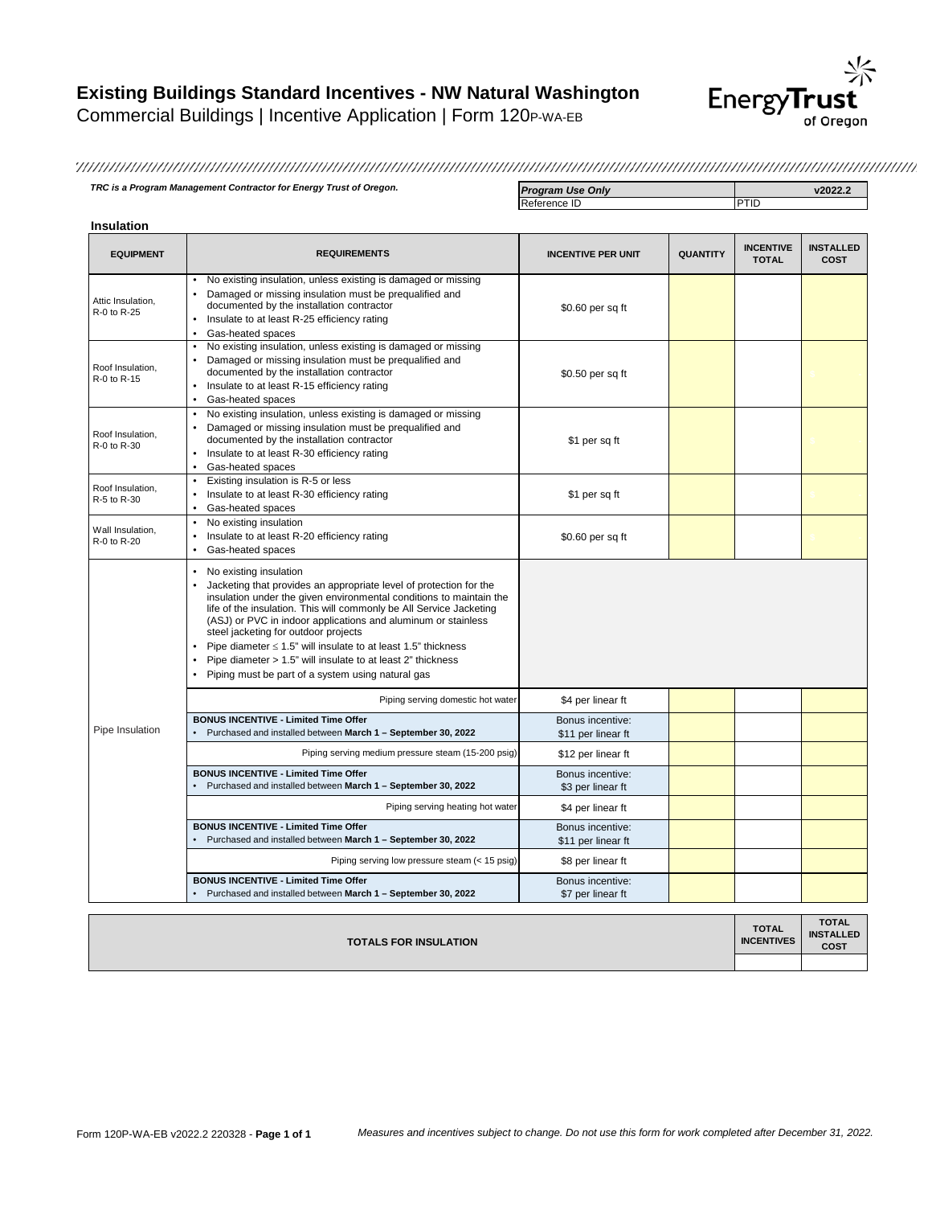# Existing Buildings Standard Incentives - NW Natural Washington

Commercial Buildings | Incentive Application | Form 120P-WA-EB

***TRC is a Program Management Contractor for Energy Trust of Oregon.***

| ***Program Use Only*** | **v2022.2** |
|---|---|
| Reference ID | PTID |

### Insulation

| EQUIPMENT | REQUIREMENTS | INCENTIVE PER UNIT | QUANTITY | INCENTIVE TOTAL | INSTALLED COST |
|---|---|---|---|---|---|
| Attic Insulation, R-0 to R-25 | • No existing insulation, unless existing is damaged or missing<br>• Damaged or missing insulation must be prequalified and documented by the installation contractor<br>• Insulate to at least R-25 efficiency rating<br>• Gas-heated spaces | $0.60 per sq ft | | | |
| Roof Insulation, R-0 to R-15 | • No existing insulation, unless existing is damaged or missing<br>• Damaged or missing insulation must be prequalified and documented by the installation contractor<br>• Insulate to at least R-15 efficiency rating<br>• Gas-heated spaces | $0.50 per sq ft | | | |
| Roof Insulation, R-0 to R-30 | • No existing insulation, unless existing is damaged or missing<br>• Damaged or missing insulation must be prequalified and documented by the installation contractor<br>• Insulate to at least R-30 efficiency rating<br>• Gas-heated spaces | $1 per sq ft | | | |
| Roof Insulation, R-5 to R-30 | • Existing insulation is R-5 or less<br>• Insulate to at least R-30 efficiency rating<br>• Gas-heated spaces | $1 per sq ft | | | |
| Wall Insulation, R-0 to R-20 | • No existing insulation<br>• Insulate to at least R-20 efficiency rating<br>• Gas-heated spaces | $0.60 per sq ft | | | |
| Pipe Insulation | • No existing insulation<br>• Jacketing that provides an appropriate level of protection for the insulation under the given environmental conditions to maintain the life of the insulation. This will commonly be All Service Jacketing (ASJ) or PVC in indoor applications and aluminum or stainless steel jacketing for outdoor projects<br>• Pipe diameter ≤ 1.5" will insulate to at least 1.5" thickness<br>• Pipe diameter > 1.5" will insulate to at least 2" thickness<br>• Piping must be part of a system using natural gas | | | | |
| | Piping serving domestic hot water | $4 per linear ft | | | |
| | **BONUS INCENTIVE - Limited Time Offer**<br>• Purchased and installed between **March 1 – September 30, 2022** | Bonus incentive: $11 per linear ft | | | |
| | Piping serving medium pressure steam (15-200 psig) | $12 per linear ft | | | |
| | **BONUS INCENTIVE - Limited Time Offer**<br>• Purchased and installed between **March 1 – September 30, 2022** | Bonus incentive: $3 per linear ft | | | |
| | Piping serving heating hot water | $4 per linear ft | | | |
| | **BONUS INCENTIVE - Limited Time Offer**<br>• Purchased and installed between **March 1 – September 30, 2022** | Bonus incentive: $11 per linear ft | | | |
| | Piping serving low pressure steam (< 15 psig) | $8 per linear ft | | | |
| | **BONUS INCENTIVE - Limited Time Offer**<br>• Purchased and installed between **March 1 – September 30, 2022** | Bonus incentive: $7 per linear ft | | | |

| TOTALS FOR INSULATION | TOTAL INCENTIVES | TOTAL INSTALLED COST |
|---|---|---|
| | | |

Form 120P-WA-EB v2022.2 220328 - **Page 1 of 1**

*Measures and incentives subject to change. Do not use this form for work completed after December 31, 2022.*